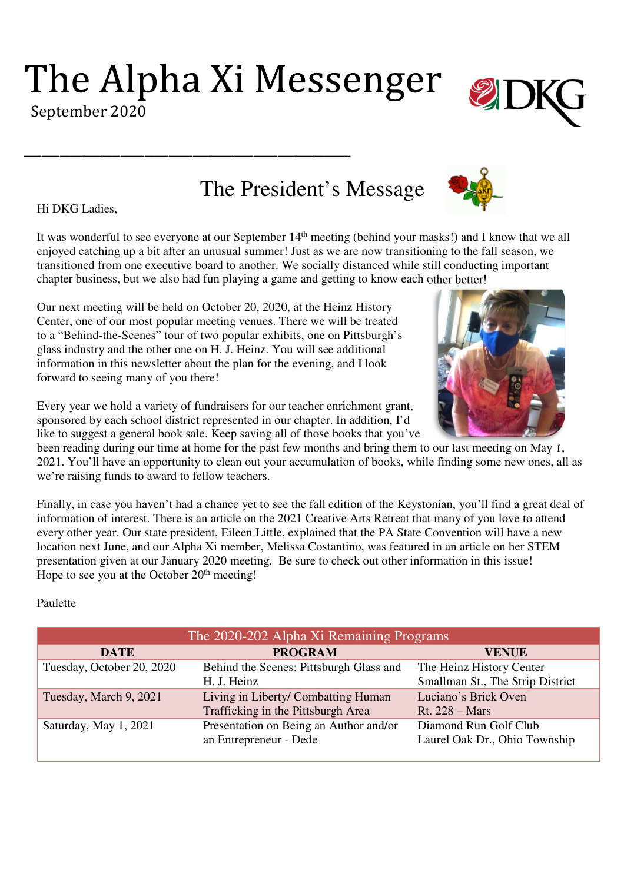# The Alpha Xi Messenger

September 2020

## The President's Message

Hi DKG Ladies,

It was wonderful to see everyone at our September 14th meeting (behind your masks!) and I know that we all enjoyed catching up a bit after an unusual summer! Just as we are now transitioning to the fall season, we transitioned from one executive board to another. We socially distanced while still conducting important chapter business, but we also had fun playing a game and getting to know each other better!

Our next meeting will be held on October 20, 2020, at the Heinz History Center, one of our most popular meeting venues. There we will be treated to a "Behind-the-Scenes" tour of two popular exhibits, one on Pittsburgh's glass industry and the other one on H. J. Heinz. You will see additional information in this newsletter about the plan for the evening, and I look forward to seeing many of you there!

Every year we hold a variety of fundraisers for our teacher enrichment grant, sponsored by each school district represented in our chapter. In addition, I'd like to suggest a general book sale. Keep saving all of those books that you've been reading during our time at home for the past few months and bring them to our last meeting on May 1, 2021. You'll have an opportunity to clean out your accumulation of books, while finding some new ones, all as we're raising funds to award to fellow teachers.

Finally, in case you haven't had a chance yet to see the fall edition of the Keystonian, you'll find a great deal of information of interest. There is an article on the 2021 Creative Arts Retreat that many of you love to attend every other year. Our state president, Eileen Little, explained that the PA State Convention will have a new location next June, and our Alpha Xi member, Melissa Costantino, was featured in an article on her STEM presentation given at our January 2020 meeting. Be sure to check out other information in this issue! Hope to see you at the October 20th meeting!

Paulette

| The 2020-202 Alpha Xi Remaining Programs | | |
|---|---|---|
| **DATE** | **PROGRAM** | **VENUE** |
| Tuesday, October 20, 2020 | Behind the Scenes: Pittsburgh Glass and H. J. Heinz | The Heinz History Center<br>Smallman St., The Strip District |
| Tuesday, March 9, 2021 | Living in Liberty/ Combatting Human Trafficking in the Pittsburgh Area | Luciano's Brick Oven<br>Rt. 228 – Mars |
| Saturday, May 1, 2021 | Presentation on Being an Author and/or an Entrepreneur - Dede | Diamond Run Golf Club<br>Laurel Oak Dr., Ohio Township |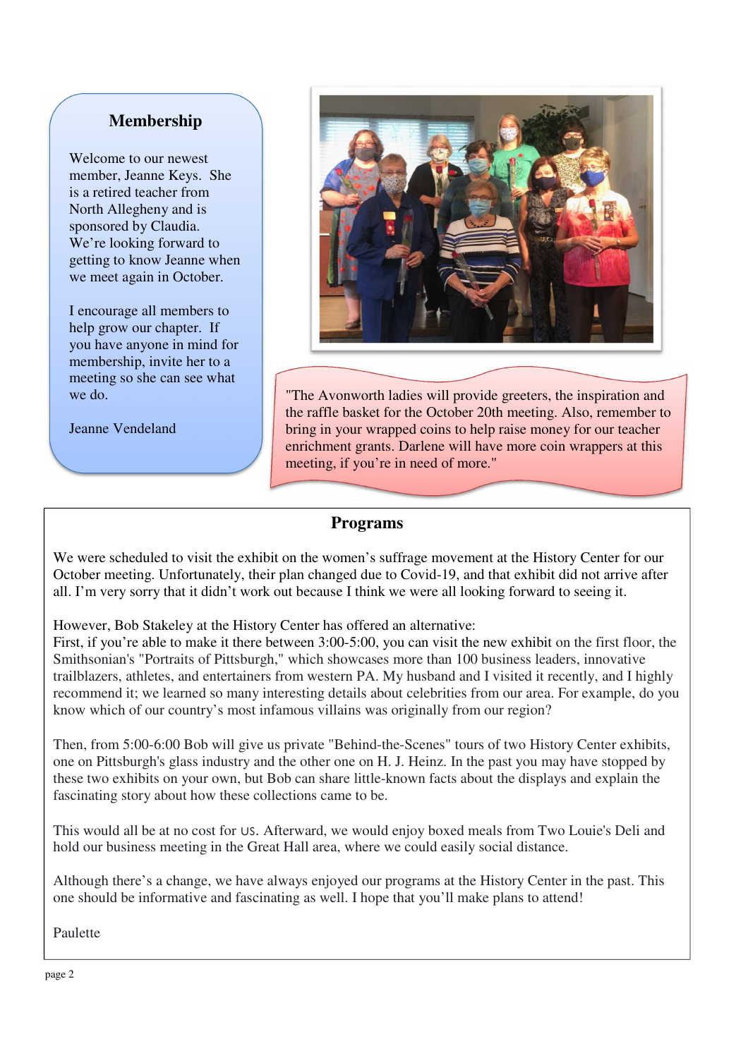## Membership

Welcome to our newest member, Jeanne Keys. She is a retired teacher from North Allegheny and is sponsored by Claudia. We're looking forward to getting to know Jeanne when we meet again in October.

I encourage all members to help grow our chapter. If you have anyone in mind for membership, invite her to a meeting so she can see what we do.

Jeanne Vendeland

"The Avonworth ladies will provide greeters, the inspiration and the raffle basket for the October 20th meeting. Also, remember to bring in your wrapped coins to help raise money for our teacher enrichment grants. Darlene will have more coin wrappers at this meeting, if you're in need of more."

## Programs

We were scheduled to visit the exhibit on the women's suffrage movement at the History Center for our October meeting. Unfortunately, their plan changed due to Covid-19, and that exhibit did not arrive after all. I'm very sorry that it didn't work out because I think we were all looking forward to seeing it.

However, Bob Stakeley at the History Center has offered an alternative:
First, if you're able to make it there between 3:00-5:00, you can visit the new exhibit on the first floor, the Smithsonian's "Portraits of Pittsburgh," which showcases more than 100 business leaders, innovative trailblazers, athletes, and entertainers from western PA. My husband and I visited it recently, and I highly recommend it; we learned so many interesting details about celebrities from our area. For example, do you know which of our country's most infamous villains was originally from our region?

Then, from 5:00-6:00 Bob will give us private "Behind-the-Scenes" tours of two History Center exhibits, one on Pittsburgh's glass industry and the other one on H. J. Heinz. In the past you may have stopped by these two exhibits on your own, but Bob can share little-known facts about the displays and explain the fascinating story about how these collections came to be.

This would all be at no cost for us. Afterward, we would enjoy boxed meals from Two Louie's Deli and hold our business meeting in the Great Hall area, where we could easily social distance.

Although there's a change, we have always enjoyed our programs at the History Center in the past. This one should be informative and fascinating as well. I hope that you'll make plans to attend!

Paulette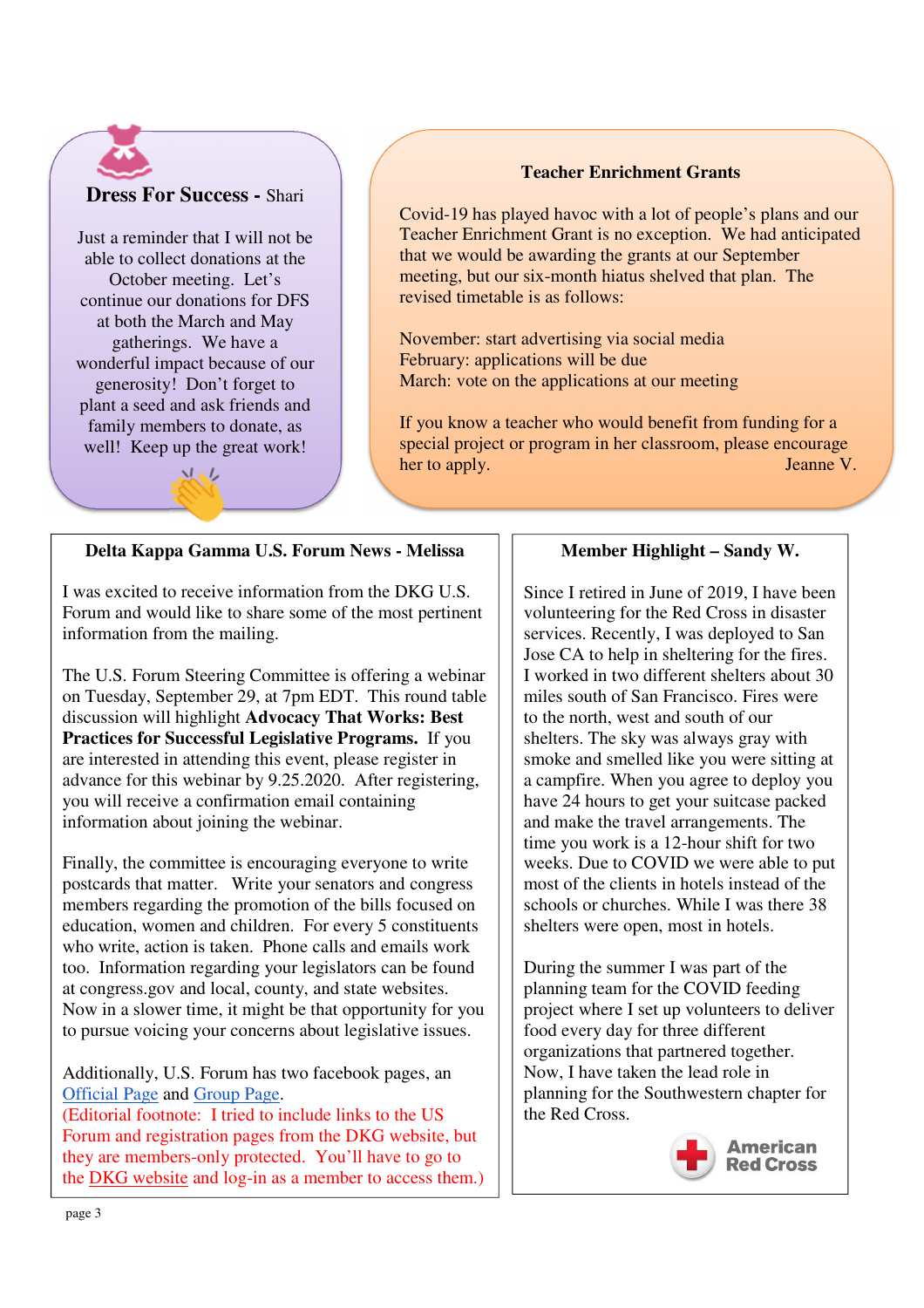## Dress For Success - Shari

Just a reminder that I will not be able to collect donations at the October meeting. Let's continue our donations for DFS at both the March and May gatherings. We have a wonderful impact because of our generosity! Don't forget to plant a seed and ask friends and family members to donate, as well! Keep up the great work!

## Teacher Enrichment Grants

Covid-19 has played havoc with a lot of people's plans and our Teacher Enrichment Grant is no exception. We had anticipated that we would be awarding the grants at our September meeting, but our six-month hiatus shelved that plan. The revised timetable is as follows:

November: start advertising via social media
February: applications will be due
March: vote on the applications at our meeting

If you know a teacher who would benefit from funding for a special project or program in her classroom, please encourage her to apply. Jeanne V.

## Delta Kappa Gamma U.S. Forum News - Melissa

I was excited to receive information from the DKG U.S. Forum and would like to share some of the most pertinent information from the mailing.

The U.S. Forum Steering Committee is offering a webinar on Tuesday, September 29, at 7pm EDT. This round table discussion will highlight **Advocacy That Works: Best Practices for Successful Legislative Programs.** If you are interested in attending this event, please register in advance for this webinar by 9.25.2020. After registering, you will receive a confirmation email containing information about joining the webinar.

Finally, the committee is encouraging everyone to write postcards that matter. Write your senators and congress members regarding the promotion of the bills focused on education, women and children. For every 5 constituents who write, action is taken. Phone calls and emails work too. Information regarding your legislators can be found at congress.gov and local, county, and state websites. Now in a slower time, it might be that opportunity for you to pursue voicing your concerns about legislative issues.

Additionally, U.S. Forum has two facebook pages, an Official Page and Group Page.
(Editorial footnote: I tried to include links to the US Forum and registration pages from the DKG website, but they are members-only protected. You'll have to go to the DKG website and log-in as a member to access them.)

## Member Highlight – Sandy W.

Since I retired in June of 2019, I have been volunteering for the Red Cross in disaster services. Recently, I was deployed to San Jose CA to help in sheltering for the fires. I worked in two different shelters about 30 miles south of San Francisco. Fires were to the north, west and south of our shelters. The sky was always gray with smoke and smelled like you were sitting at a campfire. When you agree to deploy you have 24 hours to get your suitcase packed and make the travel arrangements. The time you work is a 12-hour shift for two weeks. Due to COVID we were able to put most of the clients in hotels instead of the schools or churches. While I was there 38 shelters were open, most in hotels.

During the summer I was part of the planning team for the COVID feeding project where I set up volunteers to deliver food every day for three different organizations that partnered together. Now, I have taken the lead role in planning for the Southwestern chapter for the Red Cross.

American Red Cross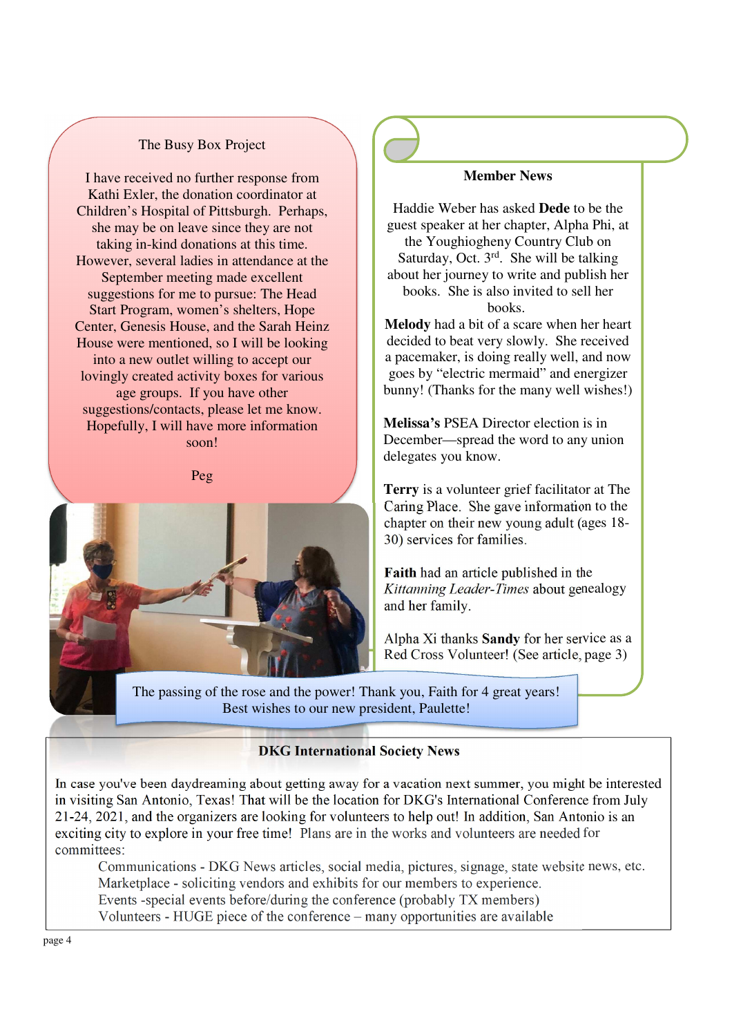## The Busy Box Project

I have received no further response from Kathi Exler, the donation coordinator at Children's Hospital of Pittsburgh. Perhaps, she may be on leave since they are not taking in-kind donations at this time. However, several ladies in attendance at the September meeting made excellent suggestions for me to pursue: The Head Start Program, women's shelters, Hope Center, Genesis House, and the Sarah Heinz House were mentioned, so I will be looking into a new outlet willing to accept our lovingly created activity boxes for various age groups. If you have other suggestions/contacts, please let me know. Hopefully, I will have more information soon!

Peg

The passing of the rose and the power! Thank you, Faith for 4 great years! Best wishes to our new president, Paulette!

## Member News

Haddie Weber has asked **Dede** to be the guest speaker at her chapter, Alpha Phi, at the Youghiogheny Country Club on Saturday, Oct. 3rd. She will be talking about her journey to write and publish her books. She is also invited to sell her books.

**Melody** had a bit of a scare when her heart decided to beat very slowly. She received a pacemaker, is doing really well, and now goes by "electric mermaid" and energizer bunny! (Thanks for the many well wishes!)

**Melissa's** PSEA Director election is in December—spread the word to any union delegates you know.

**Terry** is a volunteer grief facilitator at The Caring Place. She gave information to the chapter on their new young adult (ages 18-30) services for families.

**Faith** had an article published in the *Kittanning Leader-Times* about genealogy and her family.

Alpha Xi thanks **Sandy** for her service as a Red Cross Volunteer! (See article, page 3)

## DKG International Society News

In case you've been daydreaming about getting away for a vacation next summer, you might be interested in visiting San Antonio, Texas! That will be the location for DKG's International Conference from July 21-24, 2021, and the organizers are looking for volunteers to help out! In addition, San Antonio is an exciting city to explore in your free time! Plans are in the works and volunteers are needed for committees:

- Communications - DKG News articles, social media, pictures, signage, state website news, etc.
- Marketplace - soliciting vendors and exhibits for our members to experience.
- Events -special events before/during the conference (probably TX members)
- Volunteers - HUGE piece of the conference – many opportunities are available